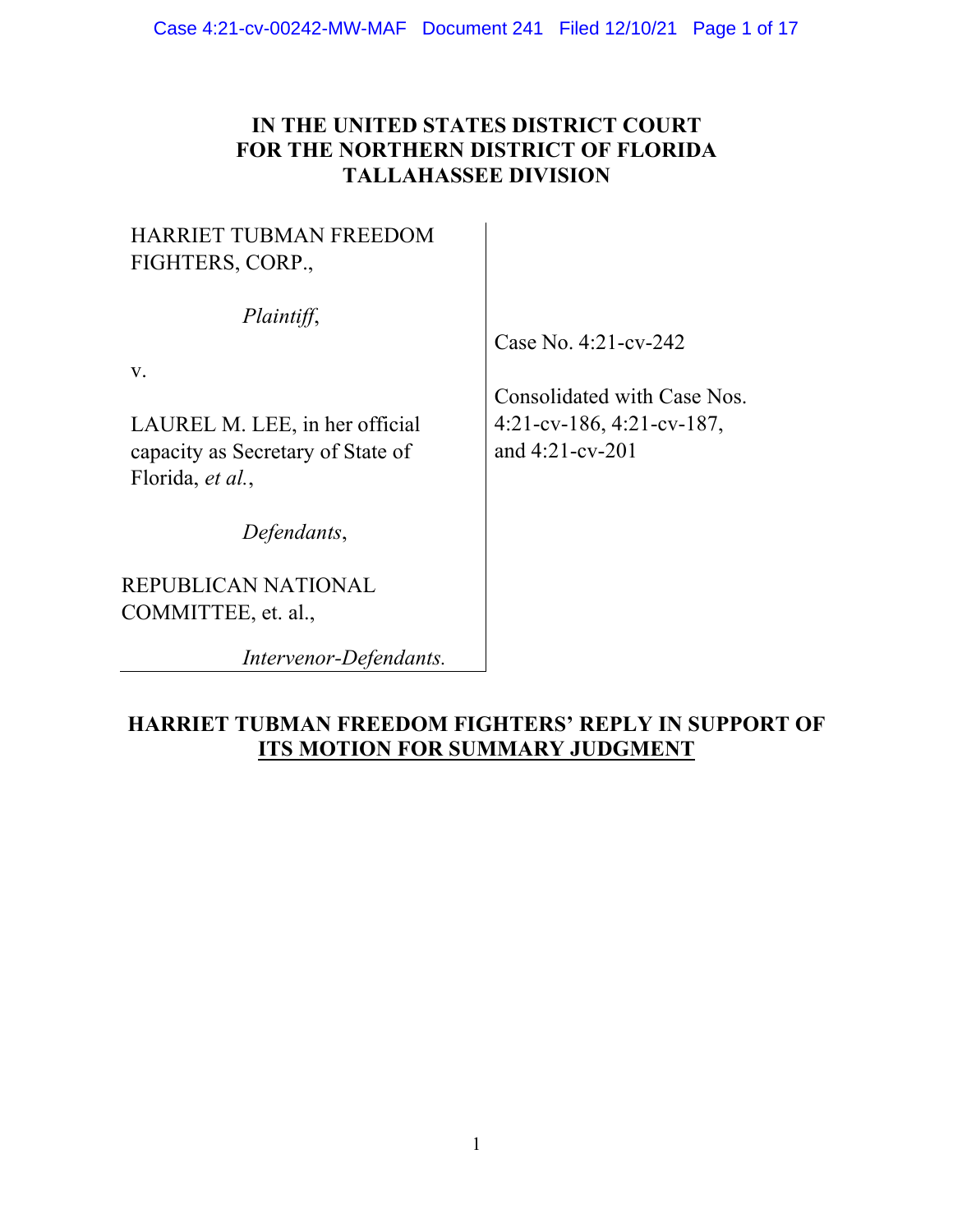# IN THE UNITED STATES DISTRICT COURT FOR THE NORTHERN DISTRICT OF FLORIDA TALLAHASSEE DIVISION

HARRIET TUBMAN FREEDOM FIGHTERS, CORP.,

*Plaintiff*,

v.

LAUREL M. LEE, in her official capacity as Secretary of State of Florida, *et al.*,

*Defendants*,

REPUBLICAN NATIONAL COMMITTEE, et. al.,

*Intervenor-Defendants.*

Case No. 4:21-cv-242

Consolidated with Case Nos. 4:21-cv-186, 4:21-cv-187, and 4:21-cv-201

## HARRIET TUBMAN FREEDOM FIGHTERS' REPLY IN SUPPORT OF ITS MOTION FOR SUMMARY JUDGMENT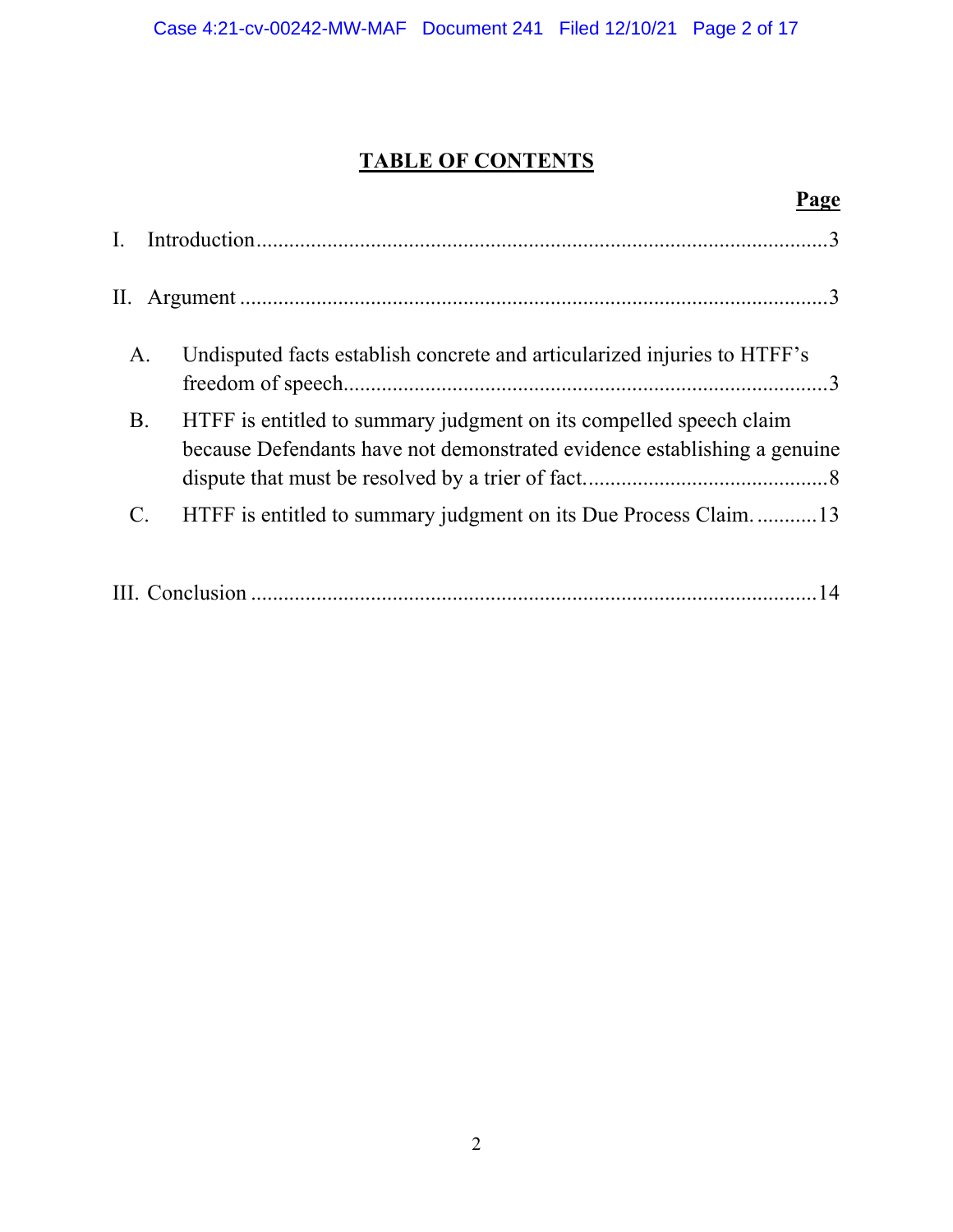## TABLE OF CONTENTS

**Page**

I. Introduction ... 3

II. Argument ... 3

A. Undisputed facts establish concrete and articularized injuries to HTFF's freedom of speech ... 3

B. HTFF is entitled to summary judgment on its compelled speech claim because Defendants have not demonstrated evidence establishing a genuine dispute that must be resolved by a trier of fact. ... 8

C. HTFF is entitled to summary judgment on its Due Process Claim. ... 13

III. Conclusion ... 14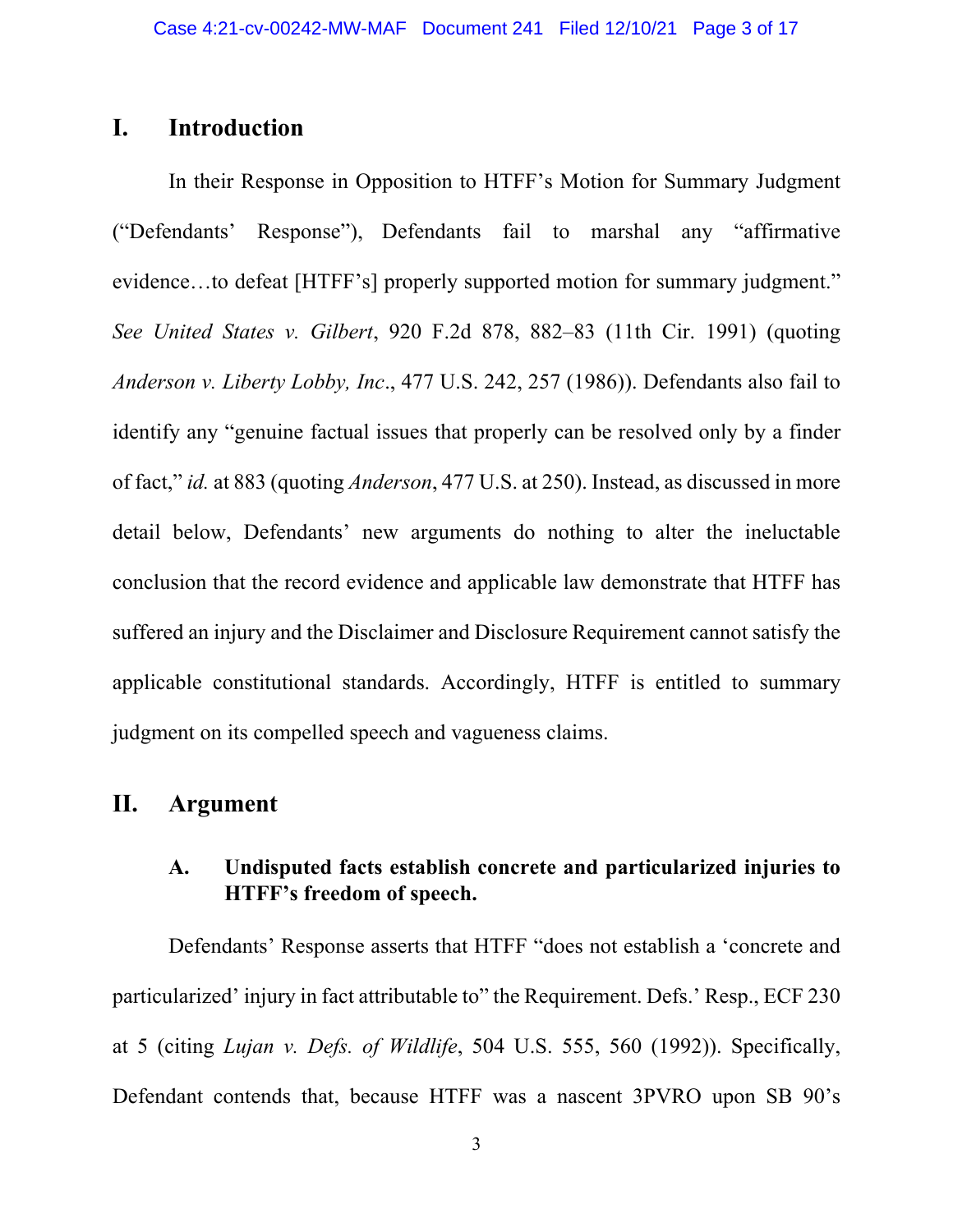## I. Introduction

In their Response in Opposition to HTFF's Motion for Summary Judgment ("Defendants' Response"), Defendants fail to marshal any "affirmative evidence…to defeat [HTFF's] properly supported motion for summary judgment." *See United States v. Gilbert*, 920 F.2d 878, 882–83 (11th Cir. 1991) (quoting *Anderson v. Liberty Lobby, Inc*., 477 U.S. 242, 257 (1986)). Defendants also fail to identify any "genuine factual issues that properly can be resolved only by a finder of fact," *id.* at 883 (quoting *Anderson*, 477 U.S. at 250). Instead, as discussed in more detail below, Defendants' new arguments do nothing to alter the ineluctable conclusion that the record evidence and applicable law demonstrate that HTFF has suffered an injury and the Disclaimer and Disclosure Requirement cannot satisfy the applicable constitutional standards. Accordingly, HTFF is entitled to summary judgment on its compelled speech and vagueness claims.

## II. Argument

### A. Undisputed facts establish concrete and particularized injuries to HTFF's freedom of speech.

Defendants' Response asserts that HTFF "does not establish a 'concrete and particularized' injury in fact attributable to" the Requirement. Defs.' Resp., ECF 230 at 5 (citing *Lujan v. Defs. of Wildlife*, 504 U.S. 555, 560 (1992)). Specifically, Defendant contends that, because HTFF was a nascent 3PVRO upon SB 90's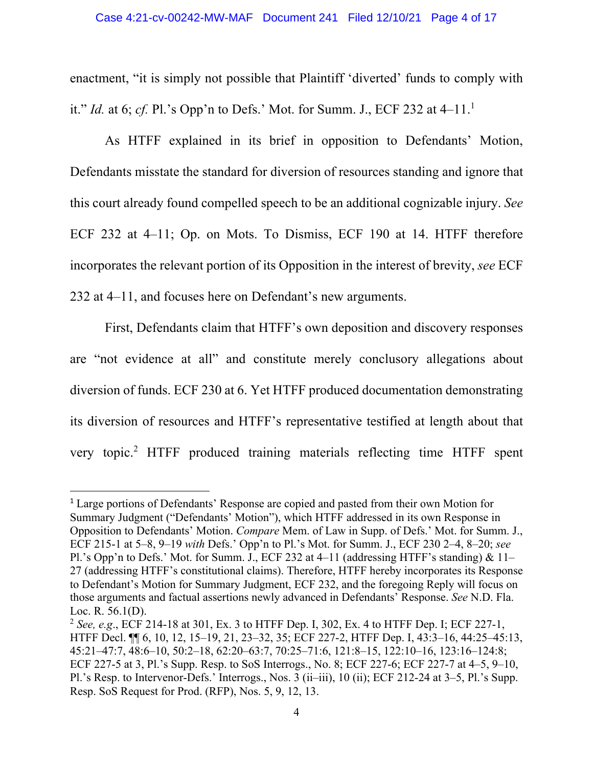enactment, "it is simply not possible that Plaintiff 'diverted' funds to comply with it." *Id.* at 6; *cf.* Pl.'s Opp'n to Defs.' Mot. for Summ. J., ECF 232 at 4–11.[1]

As HTFF explained in its brief in opposition to Defendants' Motion, Defendants misstate the standard for diversion of resources standing and ignore that this court already found compelled speech to be an additional cognizable injury. *See* ECF 232 at 4–11; Op. on Mots. To Dismiss, ECF 190 at 14. HTFF therefore incorporates the relevant portion of its Opposition in the interest of brevity, *see* ECF 232 at 4–11, and focuses here on Defendant's new arguments.

First, Defendants claim that HTFF's own deposition and discovery responses are "not evidence at all" and constitute merely conclusory allegations about diversion of funds. ECF 230 at 6. Yet HTFF produced documentation demonstrating its diversion of resources and HTFF's representative testified at length about that very topic.[2] HTFF produced training materials reflecting time HTFF spent

---

[1] Large portions of Defendants' Response are copied and pasted from their own Motion for Summary Judgment ("Defendants' Motion"), which HTFF addressed in its own Response in Opposition to Defendants' Motion. *Compare* Mem. of Law in Supp. of Defs.' Mot. for Summ. J., ECF 215-1 at 5–8, 9–19 *with* Defs.' Opp'n to Pl.'s Mot. for Summ. J., ECF 230 2–4, 8–20; *see* Pl.'s Opp'n to Defs.' Mot. for Summ. J., ECF 232 at 4–11 (addressing HTFF's standing) & 11–27 (addressing HTFF's constitutional claims). Therefore, HTFF hereby incorporates its Response to Defendant's Motion for Summary Judgment, ECF 232, and the foregoing Reply will focus on those arguments and factual assertions newly advanced in Defendants' Response. *See* N.D. Fla. Loc. R. 56.1(D).

[2] *See, e.g.*, ECF 214-18 at 301, Ex. 3 to HTFF Dep. I, 302, Ex. 4 to HTFF Dep. I; ECF 227-1, HTFF Decl. ¶¶ 6, 10, 12, 15–19, 21, 23–32, 35; ECF 227-2, HTFF Dep. I, 43:3–16, 44:25–45:13, 45:21–47:7, 48:6–10, 50:2–18, 62:20–63:7, 70:25–71:6, 121:8–15, 122:10–16, 123:16–124:8; ECF 227-5 at 3, Pl.'s Supp. Resp. to SoS Interrogs., No. 8; ECF 227-6; ECF 227-7 at 4–5, 9–10, Pl.'s Resp. to Intervenor-Defs.' Interrogs., Nos. 3 (ii–iii), 10 (ii); ECF 212-24 at 3–5, Pl.'s Supp. Resp. SoS Request for Prod. (RFP), Nos. 5, 9, 12, 13.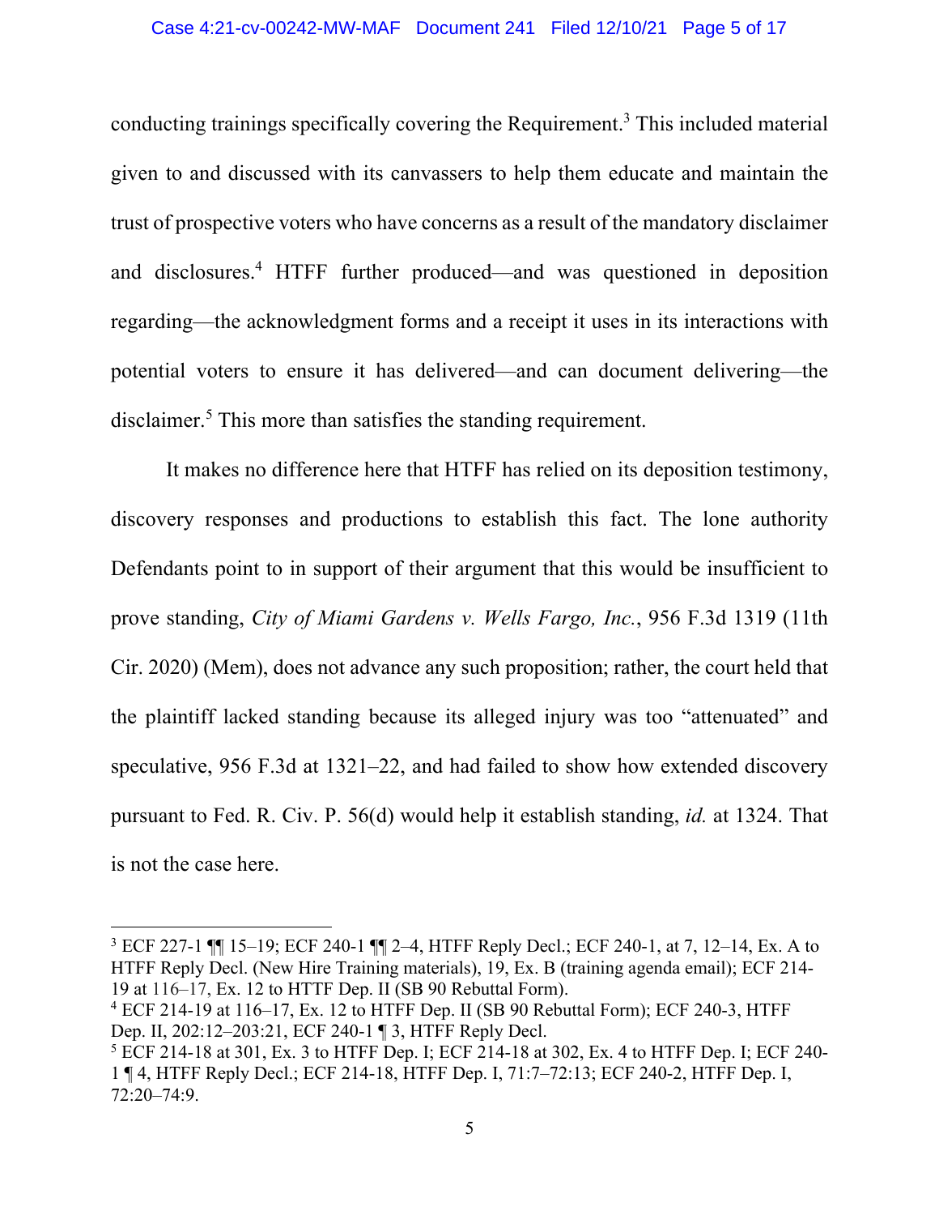conducting trainings specifically covering the Requirement.[3] This included material given to and discussed with its canvassers to help them educate and maintain the trust of prospective voters who have concerns as a result of the mandatory disclaimer and disclosures.[4] HTFF further produced—and was questioned in deposition regarding—the acknowledgment forms and a receipt it uses in its interactions with potential voters to ensure it has delivered—and can document delivering—the disclaimer.[5] This more than satisfies the standing requirement.

It makes no difference here that HTFF has relied on its deposition testimony, discovery responses and productions to establish this fact. The lone authority Defendants point to in support of their argument that this would be insufficient to prove standing, *City of Miami Gardens v. Wells Fargo, Inc.*, 956 F.3d 1319 (11th Cir. 2020) (Mem), does not advance any such proposition; rather, the court held that the plaintiff lacked standing because its alleged injury was too "attenuated" and speculative, 956 F.3d at 1321–22, and had failed to show how extended discovery pursuant to Fed. R. Civ. P. 56(d) would help it establish standing, *id.* at 1324. That is not the case here.

---

[3] ECF 227-1 ¶¶ 15–19; ECF 240-1 ¶¶ 2–4, HTFF Reply Decl.; ECF 240-1, at 7, 12–14, Ex. A to HTFF Reply Decl. (New Hire Training materials), 19, Ex. B (training agenda email); ECF 214-19 at 116–17, Ex. 12 to HTTF Dep. II (SB 90 Rebuttal Form).

[4] ECF 214-19 at 116–17, Ex. 12 to HTTF Dep. II (SB 90 Rebuttal Form); ECF 240-3, HTFF Dep. II, 202:12–203:21, ECF 240-1 ¶ 3, HTFF Reply Decl.

[5] ECF 214-18 at 301, Ex. 3 to HTFF Dep. I; ECF 214-18 at 302, Ex. 4 to HTFF Dep. I; ECF 240-1 ¶ 4, HTFF Reply Decl.; ECF 214-18, HTFF Dep. I, 71:7–72:13; ECF 240-2, HTFF Dep. I, 72:20–74:9.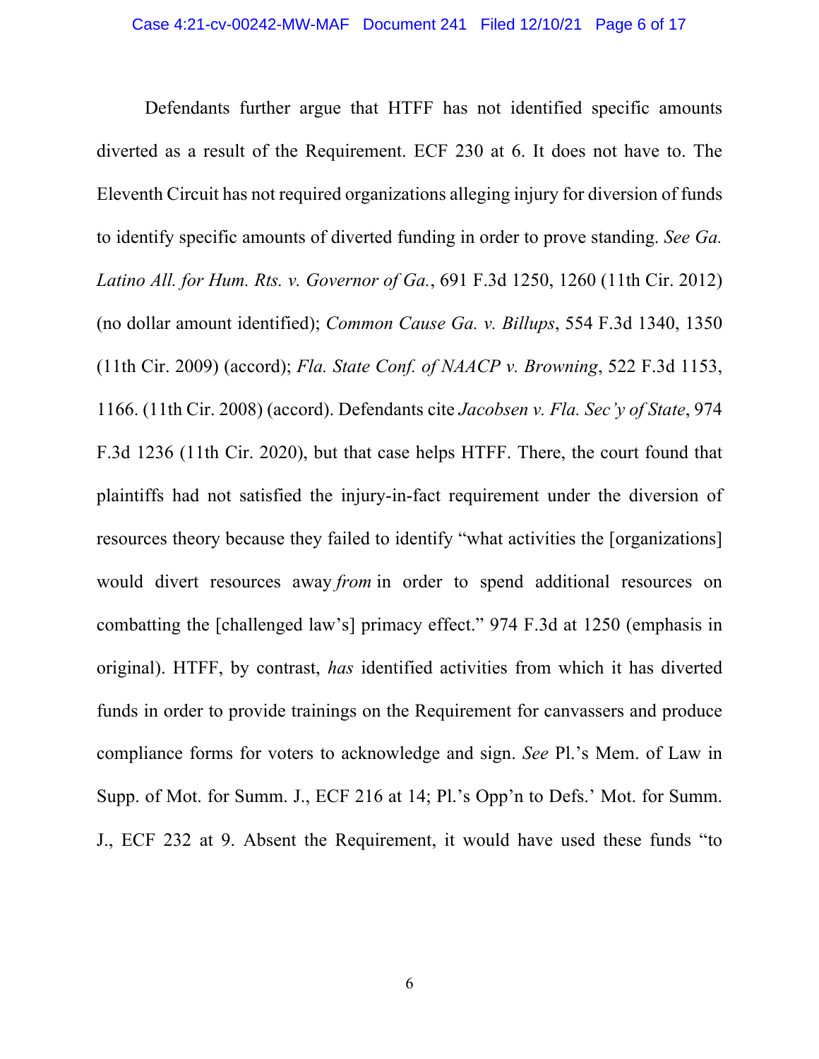Defendants further argue that HTFF has not identified specific amounts diverted as a result of the Requirement. ECF 230 at 6. It does not have to. The Eleventh Circuit has not required organizations alleging injury for diversion of funds to identify specific amounts of diverted funding in order to prove standing. *See Ga. Latino All. for Hum. Rts. v. Governor of Ga.*, 691 F.3d 1250, 1260 (11th Cir. 2012) (no dollar amount identified); *Common Cause Ga. v. Billups*, 554 F.3d 1340, 1350 (11th Cir. 2009) (accord); *Fla. State Conf. of NAACP v. Browning*, 522 F.3d 1153, 1166. (11th Cir. 2008) (accord). Defendants cite *Jacobsen v. Fla. Sec'y of State*, 974 F.3d 1236 (11th Cir. 2020), but that case helps HTFF. There, the court found that plaintiffs had not satisfied the injury-in-fact requirement under the diversion of resources theory because they failed to identify "what activities the [organizations] would divert resources away *from* in order to spend additional resources on combatting the [challenged law's] primacy effect." 974 F.3d at 1250 (emphasis in original). HTFF, by contrast, *has* identified activities from which it has diverted funds in order to provide trainings on the Requirement for canvassers and produce compliance forms for voters to acknowledge and sign. *See* Pl.'s Mem. of Law in Supp. of Mot. for Summ. J., ECF 216 at 14; Pl.'s Opp'n to Defs.' Mot. for Summ. J., ECF 232 at 9. Absent the Requirement, it would have used these funds "to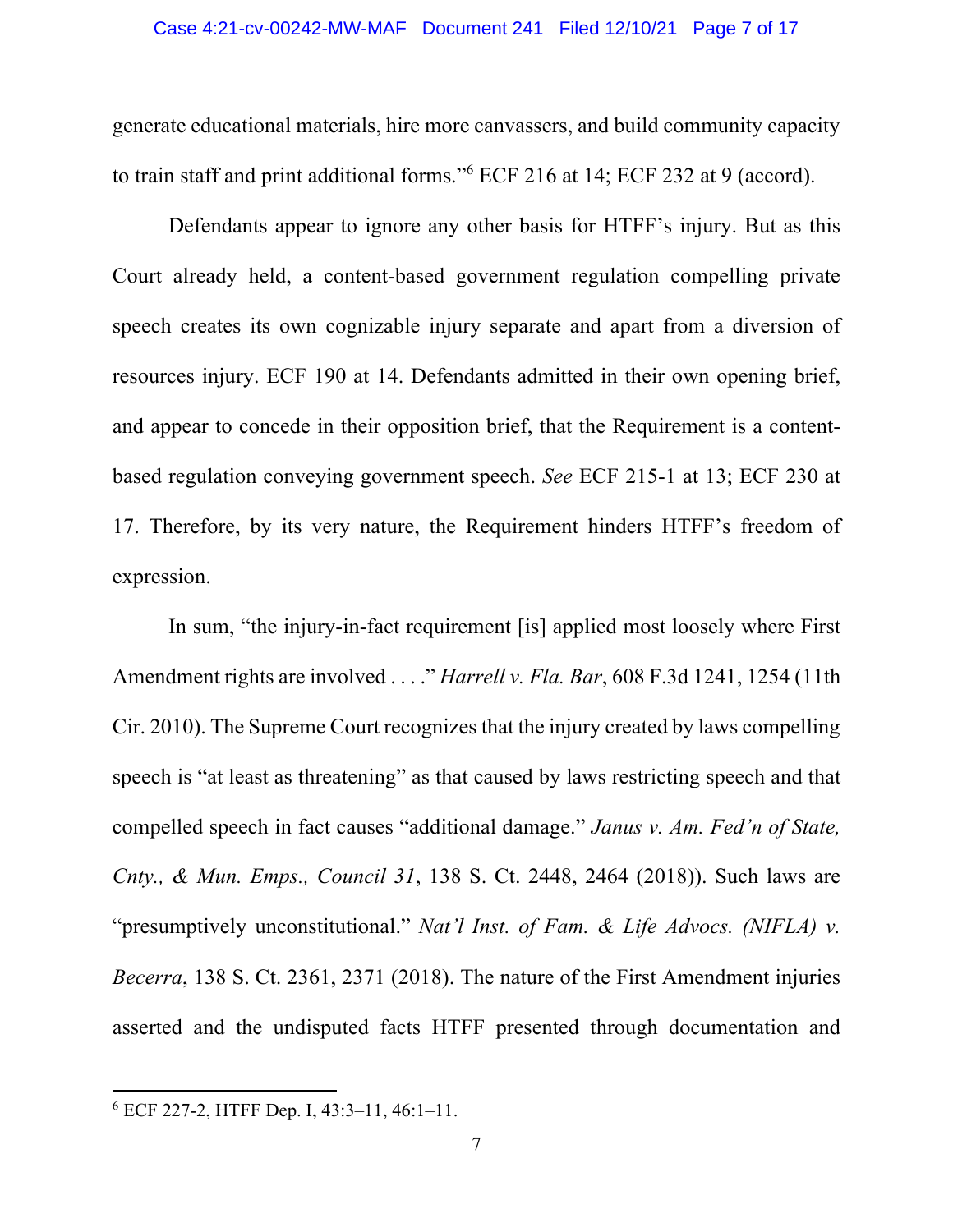generate educational materials, hire more canvassers, and build community capacity to train staff and print additional forms."[6] ECF 216 at 14; ECF 232 at 9 (accord).

Defendants appear to ignore any other basis for HTFF's injury. But as this Court already held, a content-based government regulation compelling private speech creates its own cognizable injury separate and apart from a diversion of resources injury. ECF 190 at 14. Defendants admitted in their own opening brief, and appear to concede in their opposition brief, that the Requirement is a content-based regulation conveying government speech. *See* ECF 215-1 at 13; ECF 230 at 17. Therefore, by its very nature, the Requirement hinders HTFF's freedom of expression.

In sum, "the injury-in-fact requirement [is] applied most loosely where First Amendment rights are involved . . . ." *Harrell v. Fla. Bar*, 608 F.3d 1241, 1254 (11th Cir. 2010). The Supreme Court recognizes that the injury created by laws compelling speech is "at least as threatening" as that caused by laws restricting speech and that compelled speech in fact causes "additional damage." *Janus v. Am. Fed'n of State, Cnty., & Mun. Emps., Council 31*, 138 S. Ct. 2448, 2464 (2018)). Such laws are "presumptively unconstitutional." *Nat'l Inst. of Fam. & Life Advocs. (NIFLA) v. Becerra*, 138 S. Ct. 2361, 2371 (2018). The nature of the First Amendment injuries asserted and the undisputed facts HTFF presented through documentation and

[6] ECF 227-2, HTFF Dep. I, 43:3–11, 46:1–11.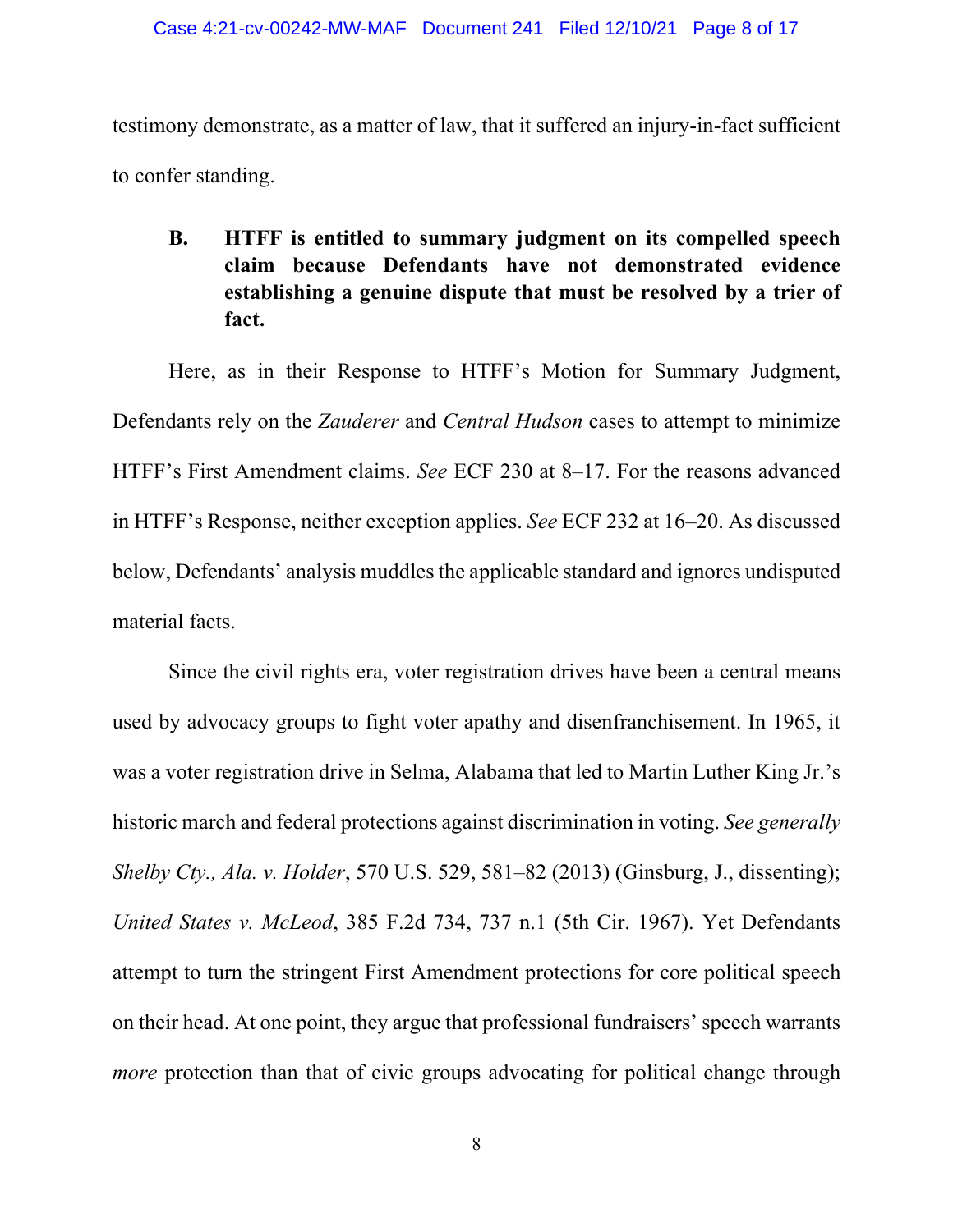testimony demonstrate, as a matter of law, that it suffered an injury-in-fact sufficient to confer standing.

**B. HTFF is entitled to summary judgment on its compelled speech claim because Defendants have not demonstrated evidence establishing a genuine dispute that must be resolved by a trier of fact.**

Here, as in their Response to HTFF's Motion for Summary Judgment, Defendants rely on the *Zauderer* and *Central Hudson* cases to attempt to minimize HTFF's First Amendment claims. *See* ECF 230 at 8–17. For the reasons advanced in HTFF's Response, neither exception applies. *See* ECF 232 at 16–20. As discussed below, Defendants' analysis muddles the applicable standard and ignores undisputed material facts.

Since the civil rights era, voter registration drives have been a central means used by advocacy groups to fight voter apathy and disenfranchisement. In 1965, it was a voter registration drive in Selma, Alabama that led to Martin Luther King Jr.'s historic march and federal protections against discrimination in voting. *See generally Shelby Cty., Ala. v. Holder*, 570 U.S. 529, 581–82 (2013) (Ginsburg, J., dissenting); *United States v. McLeod*, 385 F.2d 734, 737 n.1 (5th Cir. 1967). Yet Defendants attempt to turn the stringent First Amendment protections for core political speech on their head. At one point, they argue that professional fundraisers' speech warrants *more* protection than that of civic groups advocating for political change through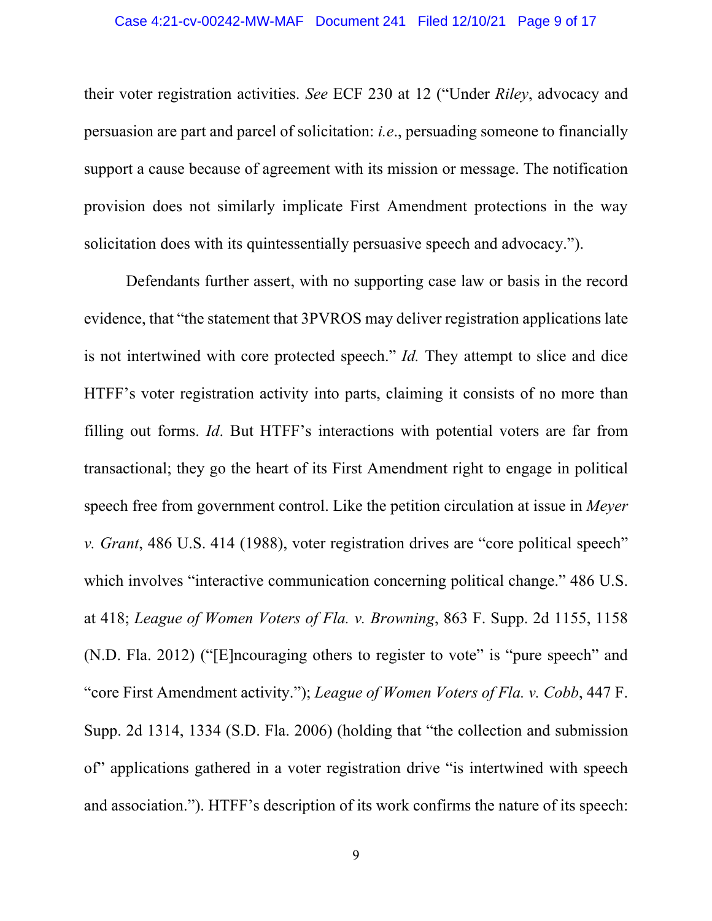their voter registration activities. *See* ECF 230 at 12 ("Under *Riley*, advocacy and persuasion are part and parcel of solicitation: *i.e*., persuading someone to financially support a cause because of agreement with its mission or message. The notification provision does not similarly implicate First Amendment protections in the way solicitation does with its quintessentially persuasive speech and advocacy.").

Defendants further assert, with no supporting case law or basis in the record evidence, that "the statement that 3PVROS may deliver registration applications late is not intertwined with core protected speech." *Id.* They attempt to slice and dice HTFF's voter registration activity into parts, claiming it consists of no more than filling out forms. *Id*. But HTFF's interactions with potential voters are far from transactional; they go the heart of its First Amendment right to engage in political speech free from government control. Like the petition circulation at issue in *Meyer v. Grant*, 486 U.S. 414 (1988), voter registration drives are "core political speech" which involves "interactive communication concerning political change." 486 U.S. at 418; *League of Women Voters of Fla. v. Browning*, 863 F. Supp. 2d 1155, 1158 (N.D. Fla. 2012) ("[E]ncouraging others to register to vote" is "pure speech" and "core First Amendment activity."); *League of Women Voters of Fla. v. Cobb*, 447 F. Supp. 2d 1314, 1334 (S.D. Fla. 2006) (holding that "the collection and submission of" applications gathered in a voter registration drive "is intertwined with speech and association."). HTFF's description of its work confirms the nature of its speech: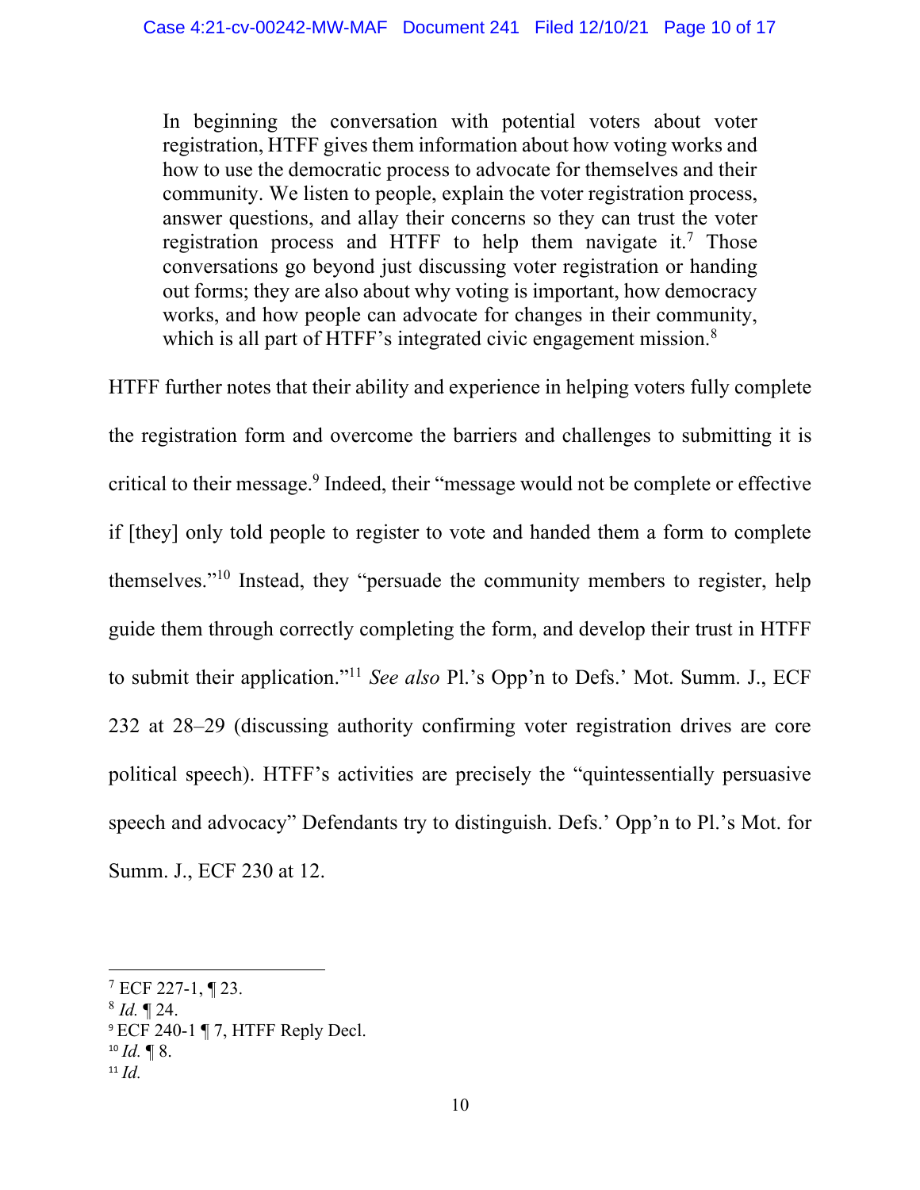> In beginning the conversation with potential voters about voter registration, HTFF gives them information about how voting works and how to use the democratic process to advocate for themselves and their community. We listen to people, explain the voter registration process, answer questions, and allay their concerns so they can trust the voter registration process and HTFF to help them navigate it.[7] Those conversations go beyond just discussing voter registration or handing out forms; they are also about why voting is important, how democracy works, and how people can advocate for changes in their community, which is all part of HTFF's integrated civic engagement mission.[8]

HTFF further notes that their ability and experience in helping voters fully complete the registration form and overcome the barriers and challenges to submitting it is critical to their message.[9] Indeed, their "message would not be complete or effective if [they] only told people to register to vote and handed them a form to complete themselves."[10] Instead, they "persuade the community members to register, help guide them through correctly completing the form, and develop their trust in HTFF to submit their application."[11] *See also* Pl.'s Opp'n to Defs.' Mot. Summ. J., ECF 232 at 28–29 (discussing authority confirming voter registration drives are core political speech). HTFF's activities are precisely the "quintessentially persuasive speech and advocacy" Defendants try to distinguish. Defs.' Opp'n to Pl.'s Mot. for Summ. J., ECF 230 at 12.

---

[7] ECF 227-1, ¶ 23.

[8] *Id.* ¶ 24.

[9] ECF 240-1 ¶ 7, HTFF Reply Decl.

[10] *Id.* ¶ 8.

[11] *Id.*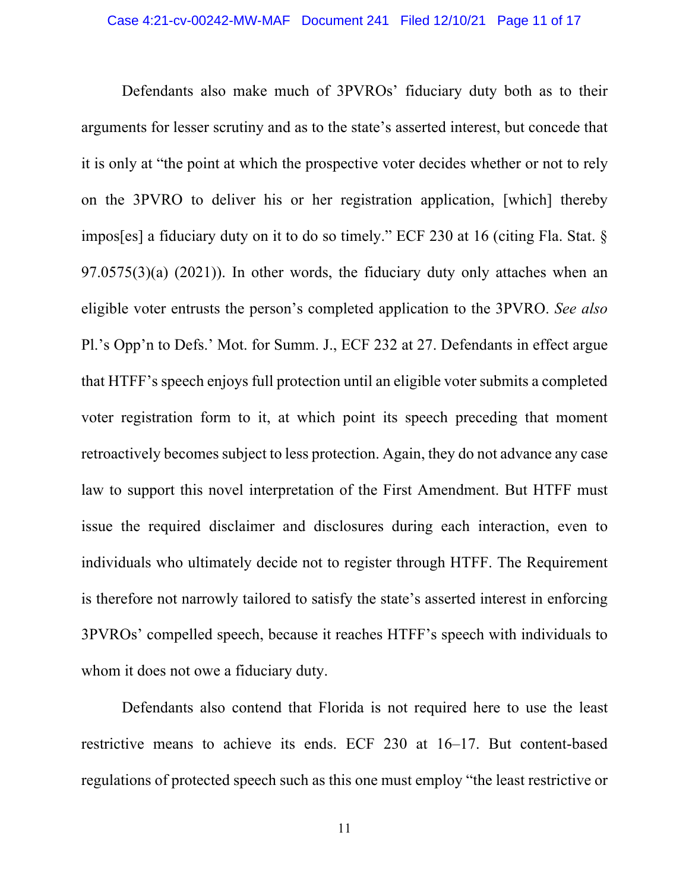Defendants also make much of 3PVROs' fiduciary duty both as to their arguments for lesser scrutiny and as to the state's asserted interest, but concede that it is only at "the point at which the prospective voter decides whether or not to rely on the 3PVRO to deliver his or her registration application, [which] thereby impos[es] a fiduciary duty on it to do so timely." ECF 230 at 16 (citing Fla. Stat. § 97.0575(3)(a) (2021)). In other words, the fiduciary duty only attaches when an eligible voter entrusts the person's completed application to the 3PVRO. *See also* Pl.'s Opp'n to Defs.' Mot. for Summ. J., ECF 232 at 27. Defendants in effect argue that HTFF's speech enjoys full protection until an eligible voter submits a completed voter registration form to it, at which point its speech preceding that moment retroactively becomes subject to less protection. Again, they do not advance any case law to support this novel interpretation of the First Amendment. But HTFF must issue the required disclaimer and disclosures during each interaction, even to individuals who ultimately decide not to register through HTFF. The Requirement is therefore not narrowly tailored to satisfy the state's asserted interest in enforcing 3PVROs' compelled speech, because it reaches HTFF's speech with individuals to whom it does not owe a fiduciary duty.

Defendants also contend that Florida is not required here to use the least restrictive means to achieve its ends. ECF 230 at 16–17. But content-based regulations of protected speech such as this one must employ "the least restrictive or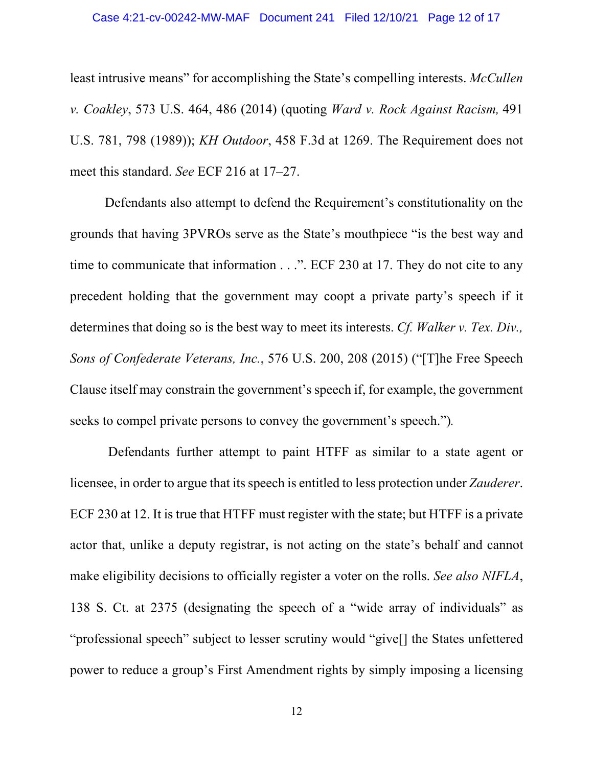least intrusive means" for accomplishing the State's compelling interests. *McCullen v. Coakley*, 573 U.S. 464, 486 (2014) (quoting *Ward v. Rock Against Racism,* 491 U.S. 781, 798 (1989)); *KH Outdoor*, 458 F.3d at 1269. The Requirement does not meet this standard. *See* ECF 216 at 17–27.

Defendants also attempt to defend the Requirement's constitutionality on the grounds that having 3PVROs serve as the State's mouthpiece "is the best way and time to communicate that information . . .". ECF 230 at 17. They do not cite to any precedent holding that the government may coopt a private party's speech if it determines that doing so is the best way to meet its interests. *Cf. Walker v. Tex. Div., Sons of Confederate Veterans, Inc.*, 576 U.S. 200, 208 (2015) ("[T]he Free Speech Clause itself may constrain the government's speech if, for example, the government seeks to compel private persons to convey the government's speech.").

Defendants further attempt to paint HTFF as similar to a state agent or licensee, in order to argue that its speech is entitled to less protection under *Zauderer*. ECF 230 at 12. It is true that HTFF must register with the state; but HTFF is a private actor that, unlike a deputy registrar, is not acting on the state's behalf and cannot make eligibility decisions to officially register a voter on the rolls. *See also NIFLA*, 138 S. Ct. at 2375 (designating the speech of a "wide array of individuals" as "professional speech" subject to lesser scrutiny would "give[] the States unfettered power to reduce a group's First Amendment rights by simply imposing a licensing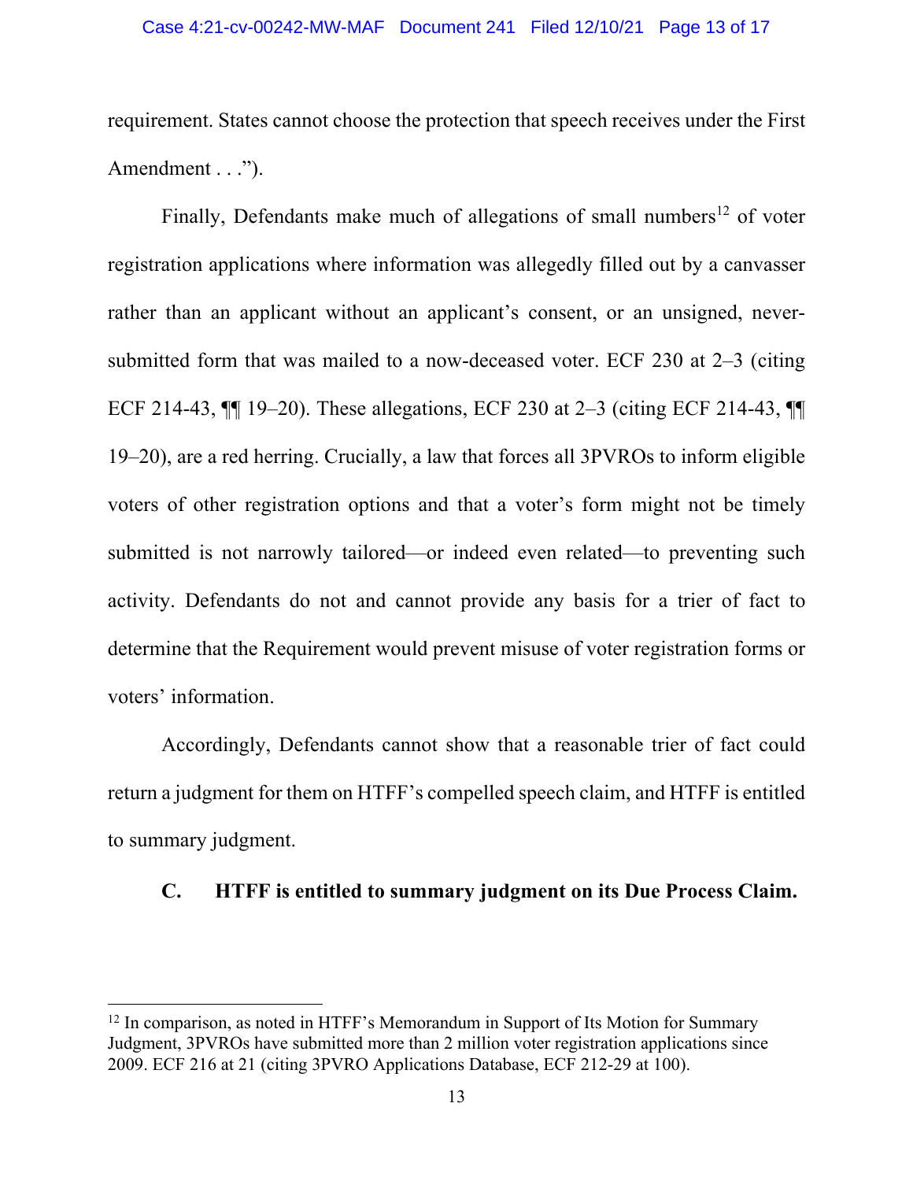requirement. States cannot choose the protection that speech receives under the First Amendment . . .").

Finally, Defendants make much of allegations of small numbers[12] of voter registration applications where information was allegedly filled out by a canvasser rather than an applicant without an applicant's consent, or an unsigned, never-submitted form that was mailed to a now-deceased voter. ECF 230 at 2–3 (citing ECF 214-43, ¶¶ 19–20). These allegations, ECF 230 at 2–3 (citing ECF 214-43, ¶¶ 19–20), are a red herring. Crucially, a law that forces all 3PVROs to inform eligible voters of other registration options and that a voter's form might not be timely submitted is not narrowly tailored—or indeed even related—to preventing such activity. Defendants do not and cannot provide any basis for a trier of fact to determine that the Requirement would prevent misuse of voter registration forms or voters' information.

Accordingly, Defendants cannot show that a reasonable trier of fact could return a judgment for them on HTFF's compelled speech claim, and HTFF is entitled to summary judgment.

### C. HTFF is entitled to summary judgment on its Due Process Claim.

---

[12] In comparison, as noted in HTFF's Memorandum in Support of Its Motion for Summary Judgment, 3PVROs have submitted more than 2 million voter registration applications since 2009. ECF 216 at 21 (citing 3PVRO Applications Database, ECF 212-29 at 100).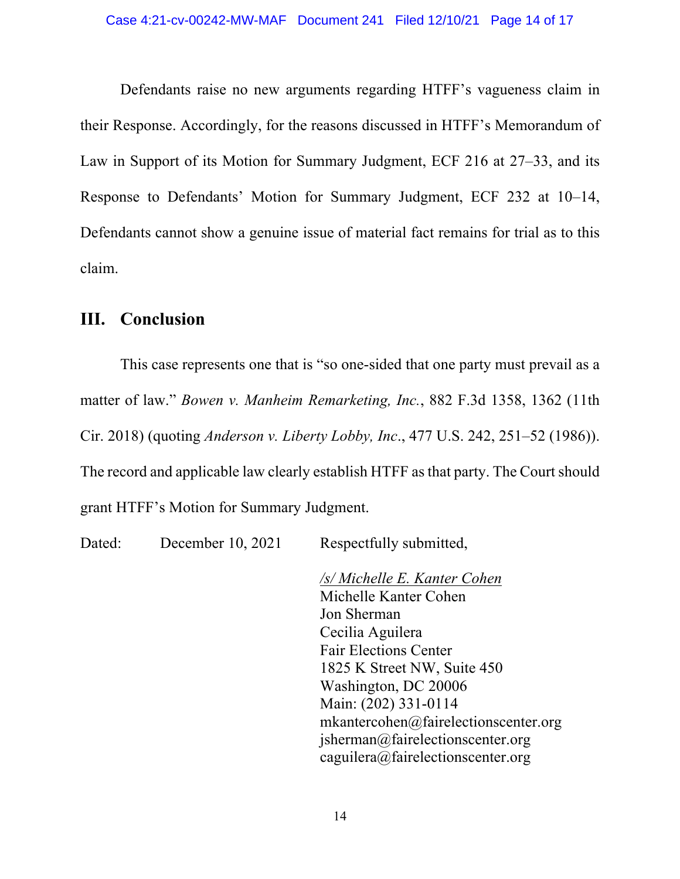Defendants raise no new arguments regarding HTFF's vagueness claim in their Response. Accordingly, for the reasons discussed in HTFF's Memorandum of Law in Support of its Motion for Summary Judgment, ECF 216 at 27–33, and its Response to Defendants' Motion for Summary Judgment, ECF 232 at 10–14, Defendants cannot show a genuine issue of material fact remains for trial as to this claim.

## III. Conclusion

This case represents one that is "so one-sided that one party must prevail as a matter of law." *Bowen v. Manheim Remarketing, Inc.*, 882 F.3d 1358, 1362 (11th Cir. 2018) (quoting *Anderson v. Liberty Lobby, Inc*., 477 U.S. 242, 251–52 (1986)). The record and applicable law clearly establish HTFF as that party. The Court should grant HTFF's Motion for Summary Judgment.

Dated: December 10, 2021

Respectfully submitted,

*/s/ Michelle E. Kanter Cohen*
Michelle Kanter Cohen
Jon Sherman
Cecilia Aguilera
Fair Elections Center
1825 K Street NW, Suite 450
Washington, DC 20006
Main: (202) 331-0114
mkantercohen@fairelectionscenter.org
jsherman@fairelectionscenter.org
caguilera@fairelectionscenter.org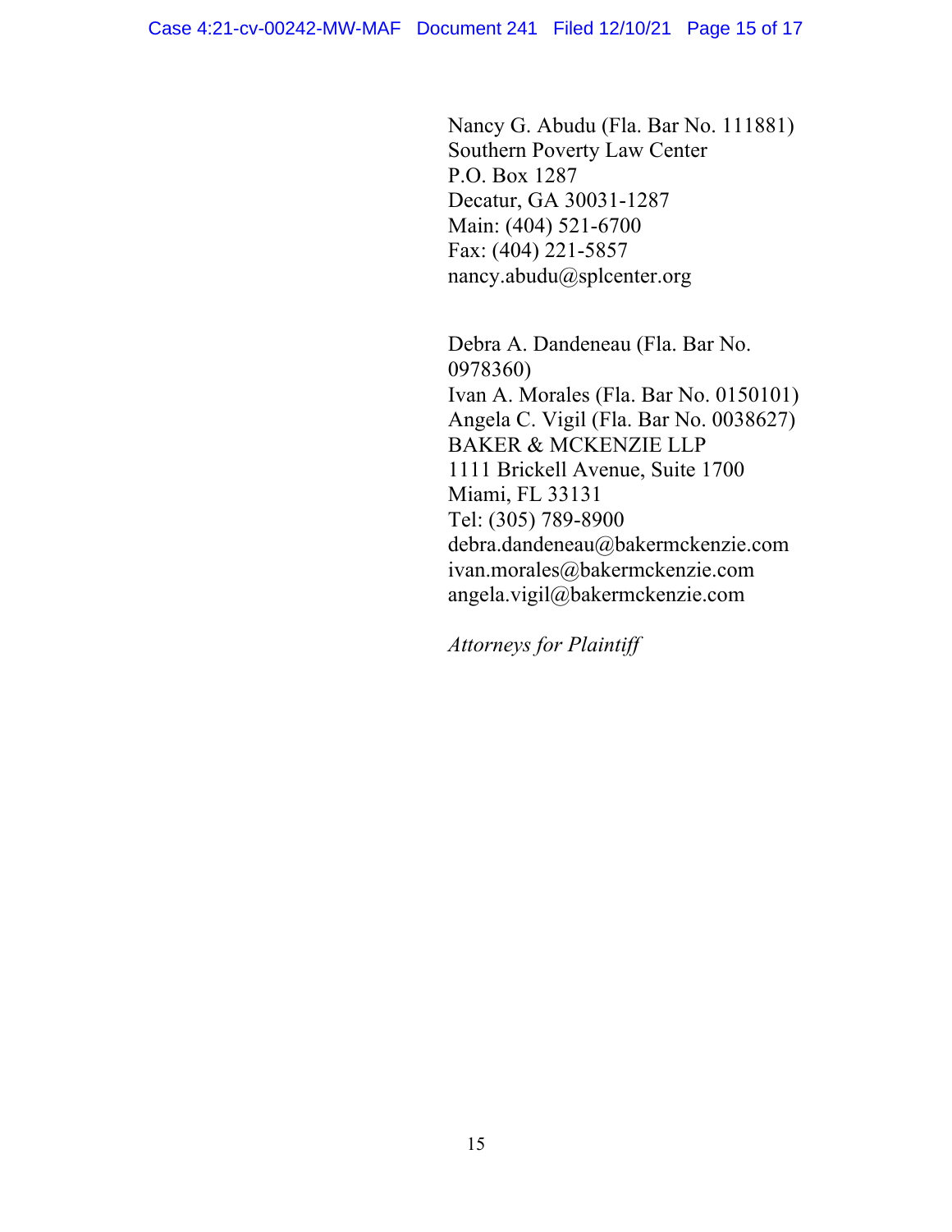Nancy G. Abudu (Fla. Bar No. 111881)
Southern Poverty Law Center
P.O. Box 1287
Decatur, GA 30031-1287
Main: (404) 521-6700
Fax: (404) 221-5857
nancy.abudu@splcenter.org

Debra A. Dandeneau (Fla. Bar No. 0978360)
Ivan A. Morales (Fla. Bar No. 0150101)
Angela C. Vigil (Fla. Bar No. 0038627)
BAKER & MCKENZIE LLP
1111 Brickell Avenue, Suite 1700
Miami, FL 33131
Tel: (305) 789-8900
debra.dandeneau@bakermckenzie.com
ivan.morales@bakermckenzie.com
angela.vigil@bakermckenzie.com

*Attorneys for Plaintiff*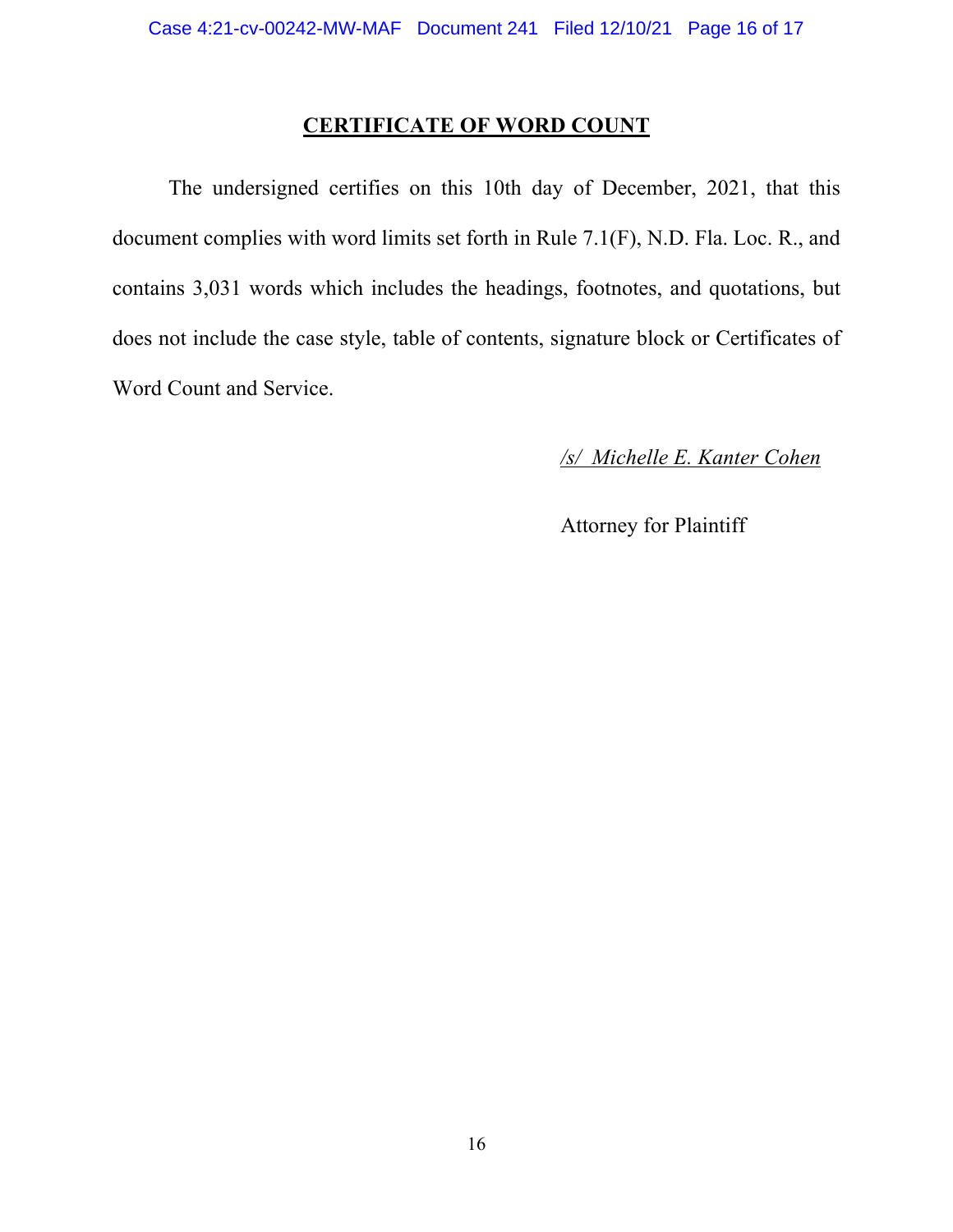**CERTIFICATE OF WORD COUNT**

The undersigned certifies on this 10th day of December, 2021, that this document complies with word limits set forth in Rule 7.1(F), N.D. Fla. Loc. R., and contains 3,031 words which includes the headings, footnotes, and quotations, but does not include the case style, table of contents, signature block or Certificates of Word Count and Service.

*/s/ Michelle E. Kanter Cohen*

Attorney for Plaintiff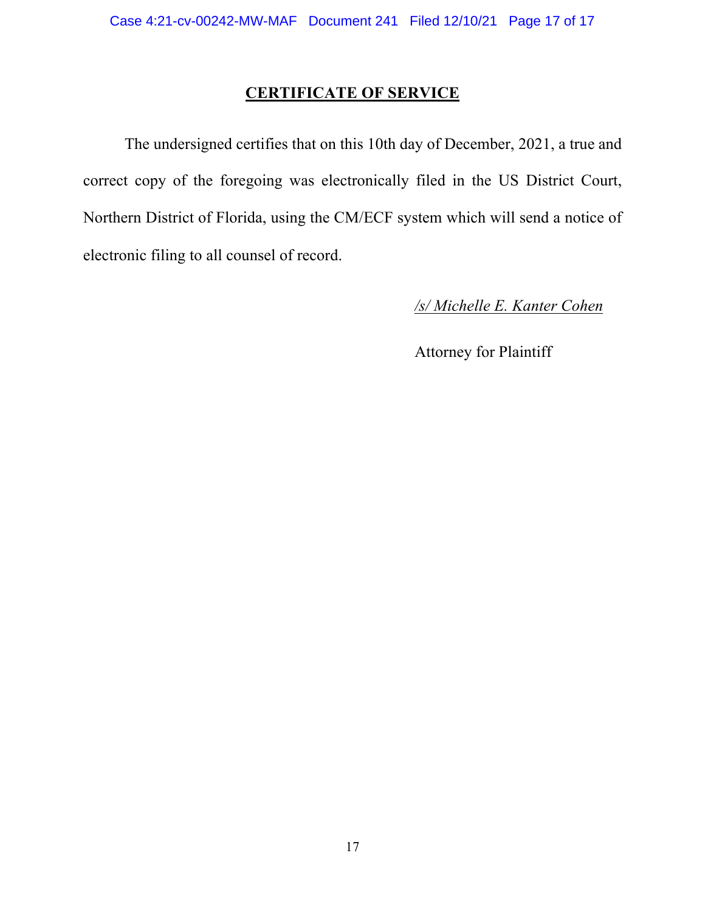## CERTIFICATE OF SERVICE

The undersigned certifies that on this 10th day of December, 2021, a true and correct copy of the foregoing was electronically filed in the US District Court, Northern District of Florida, using the CM/ECF system which will send a notice of electronic filing to all counsel of record.

*/s/ Michelle E. Kanter Cohen*

Attorney for Plaintiff